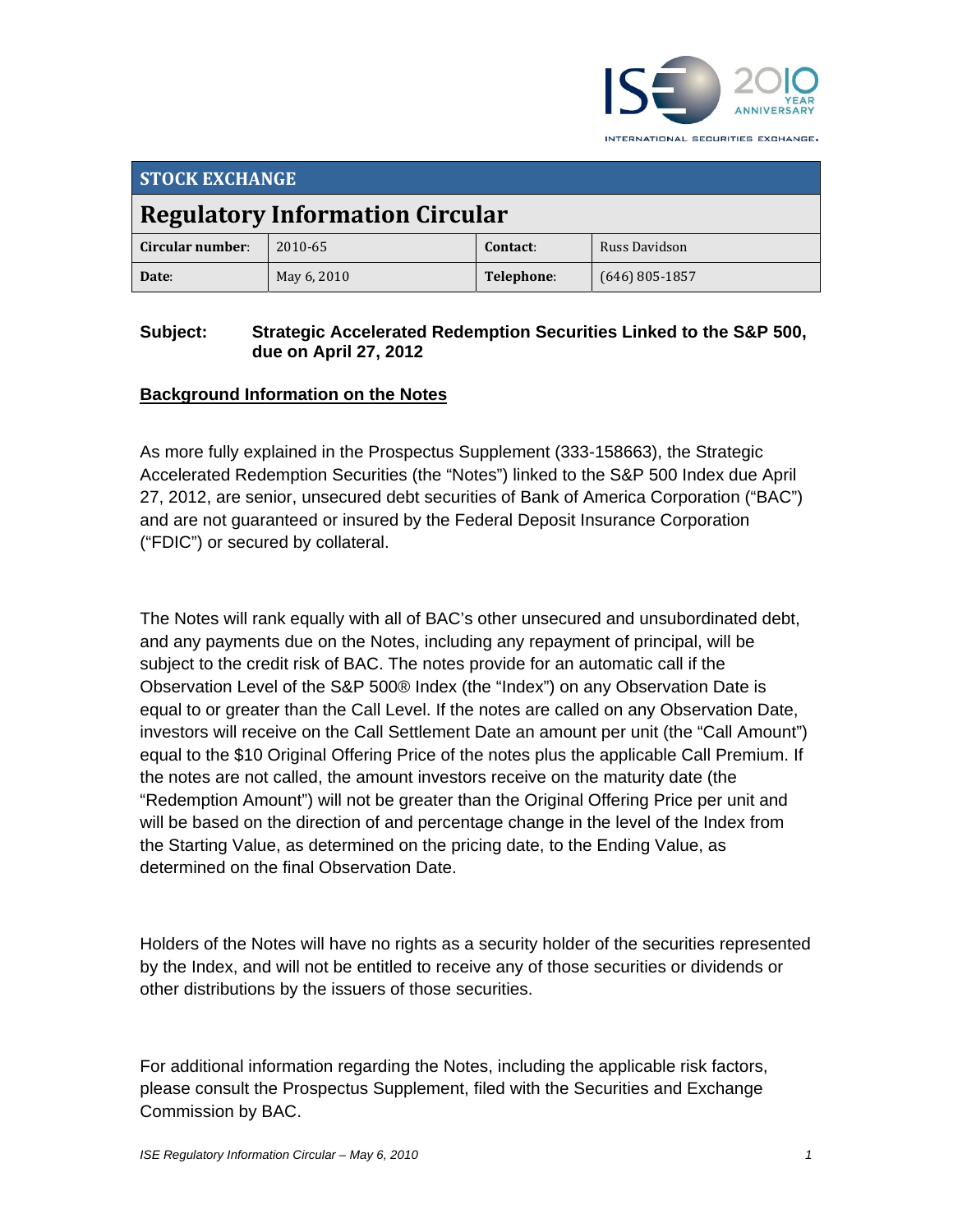INTERNATIONAL SECURITIES EXCHANGE.

| STOCK EXCHANGE | | | |
|---|---|---|---|
| **Regulatory Information Circular** | | | |
| **Circular number:** | 2010-65 | **Contact:** | Russ Davidson |
| **Date:** | May 6, 2010 | **Telephone:** | (646) 805-1857 |

**Subject:** **Strategic Accelerated Redemption Securities Linked to the S&P 500, due on April 27, 2012**

## Background Information on the Notes

As more fully explained in the Prospectus Supplement (333-158663), the Strategic Accelerated Redemption Securities (the "Notes") linked to the S&P 500 Index due April 27, 2012, are senior, unsecured debt securities of Bank of America Corporation ("BAC") and are not guaranteed or insured by the Federal Deposit Insurance Corporation ("FDIC") or secured by collateral.

The Notes will rank equally with all of BAC's other unsecured and unsubordinated debt, and any payments due on the Notes, including any repayment of principal, will be subject to the credit risk of BAC. The notes provide for an automatic call if the Observation Level of the S&P 500® Index (the "Index") on any Observation Date is equal to or greater than the Call Level. If the notes are called on any Observation Date, investors will receive on the Call Settlement Date an amount per unit (the "Call Amount") equal to the $10 Original Offering Price of the notes plus the applicable Call Premium. If the notes are not called, the amount investors receive on the maturity date (the "Redemption Amount") will not be greater than the Original Offering Price per unit and will be based on the direction of and percentage change in the level of the Index from the Starting Value, as determined on the pricing date, to the Ending Value, as determined on the final Observation Date.

Holders of the Notes will have no rights as a security holder of the securities represented by the Index, and will not be entitled to receive any of those securities or dividends or other distributions by the issuers of those securities.

For additional information regarding the Notes, including the applicable risk factors, please consult the Prospectus Supplement, filed with the Securities and Exchange Commission by BAC.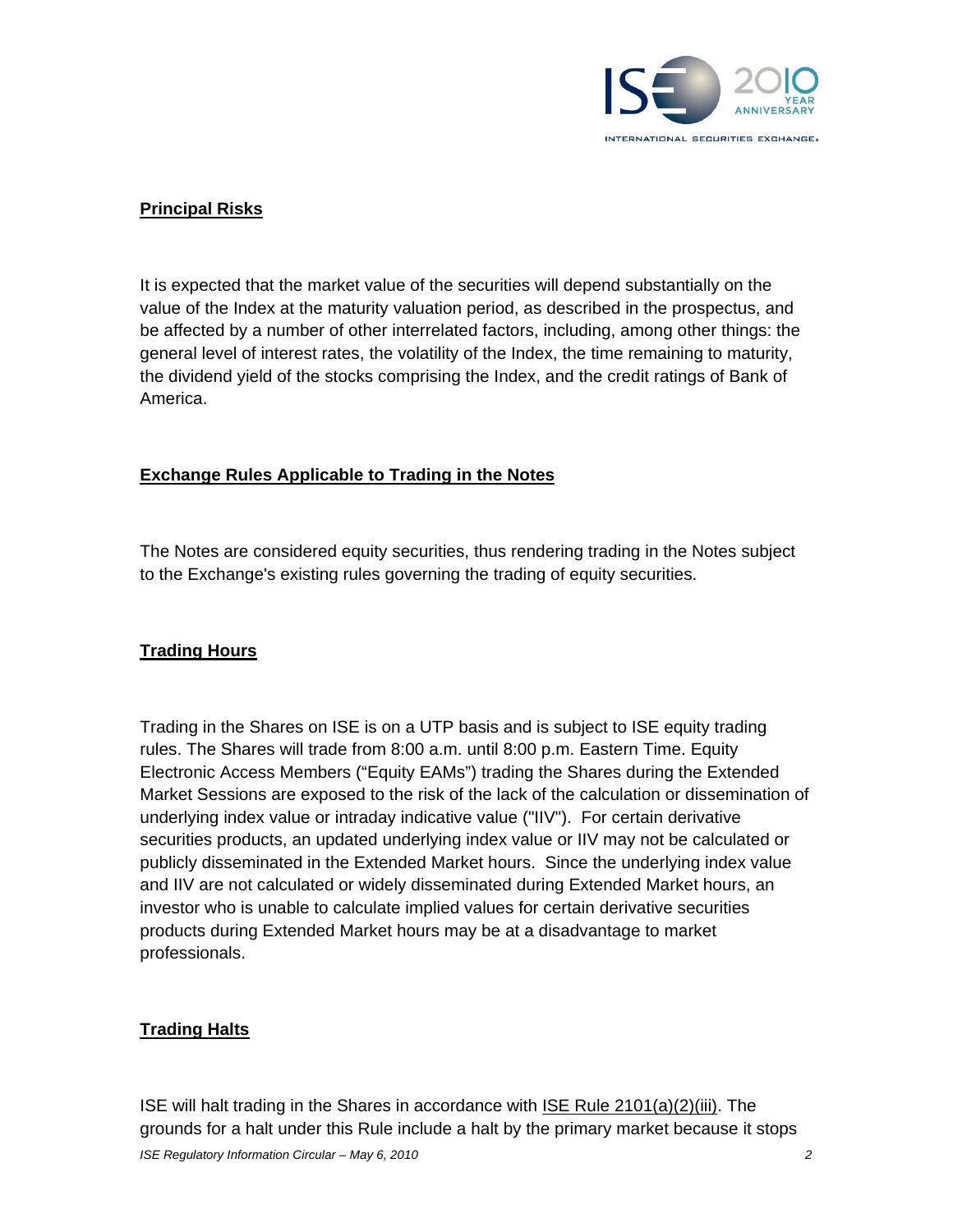## Principal Risks

It is expected that the market value of the securities will depend substantially on the value of the Index at the maturity valuation period, as described in the prospectus, and be affected by a number of other interrelated factors, including, among other things: the general level of interest rates, the volatility of the Index, the time remaining to maturity, the dividend yield of the stocks comprising the Index, and the credit ratings of Bank of America.

## Exchange Rules Applicable to Trading in the Notes

The Notes are considered equity securities, thus rendering trading in the Notes subject to the Exchange's existing rules governing the trading of equity securities.

## Trading Hours

Trading in the Shares on ISE is on a UTP basis and is subject to ISE equity trading rules. The Shares will trade from 8:00 a.m. until 8:00 p.m. Eastern Time. Equity Electronic Access Members ("Equity EAMs") trading the Shares during the Extended Market Sessions are exposed to the risk of the lack of the calculation or dissemination of underlying index value or intraday indicative value ("IIV"). For certain derivative securities products, an updated underlying index value or IIV may not be calculated or publicly disseminated in the Extended Market hours. Since the underlying index value and IIV are not calculated or widely disseminated during Extended Market hours, an investor who is unable to calculate implied values for certain derivative securities products during Extended Market hours may be at a disadvantage to market professionals.

## Trading Halts

ISE will halt trading in the Shares in accordance with ISE Rule 2101(a)(2)(iii). The grounds for a halt under this Rule include a halt by the primary market because it stops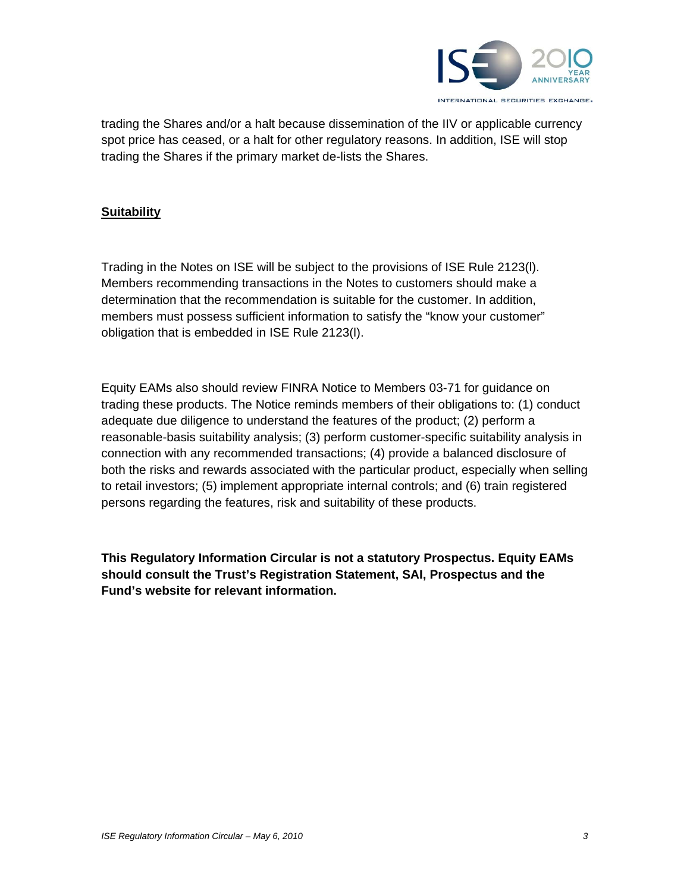trading the Shares and/or a halt because dissemination of the IIV or applicable currency spot price has ceased, or a halt for other regulatory reasons. In addition, ISE will stop trading the Shares if the primary market de-lists the Shares.

## Suitability

Trading in the Notes on ISE will be subject to the provisions of ISE Rule 2123(l). Members recommending transactions in the Notes to customers should make a determination that the recommendation is suitable for the customer. In addition, members must possess sufficient information to satisfy the "know your customer" obligation that is embedded in ISE Rule 2123(l).

Equity EAMs also should review FINRA Notice to Members 03-71 for guidance on trading these products. The Notice reminds members of their obligations to: (1) conduct adequate due diligence to understand the features of the product; (2) perform a reasonable-basis suitability analysis; (3) perform customer-specific suitability analysis in connection with any recommended transactions; (4) provide a balanced disclosure of both the risks and rewards associated with the particular product, especially when selling to retail investors; (5) implement appropriate internal controls; and (6) train registered persons regarding the features, risk and suitability of these products.

**This Regulatory Information Circular is not a statutory Prospectus. Equity EAMs should consult the Trust's Registration Statement, SAI, Prospectus and the Fund's website for relevant information.**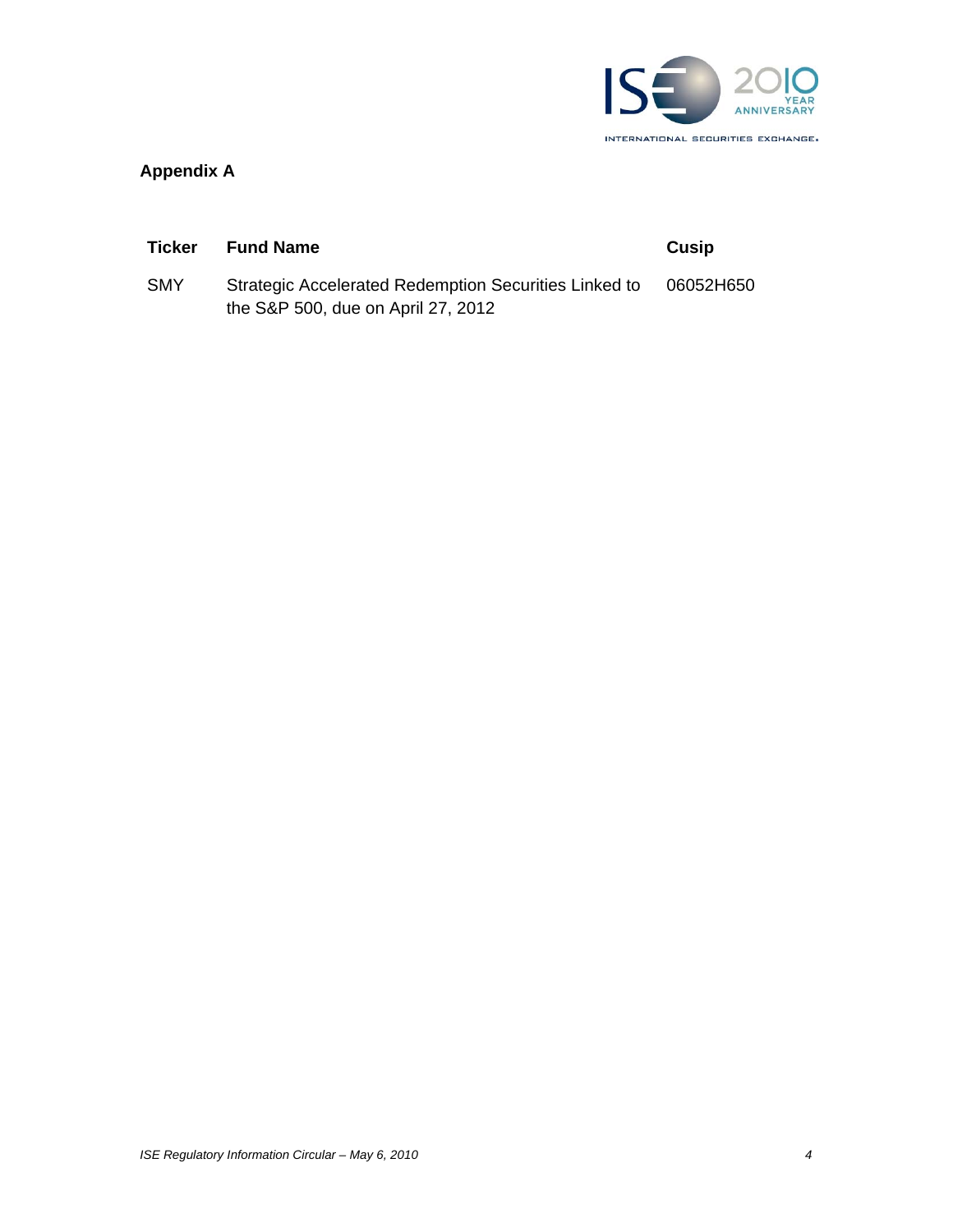## Appendix A

| Ticker | Fund Name | Cusip |
|---|---|---|
| SMY | Strategic Accelerated Redemption Securities Linked to the S&P 500, due on April 27, 2012 | 06052H650 |